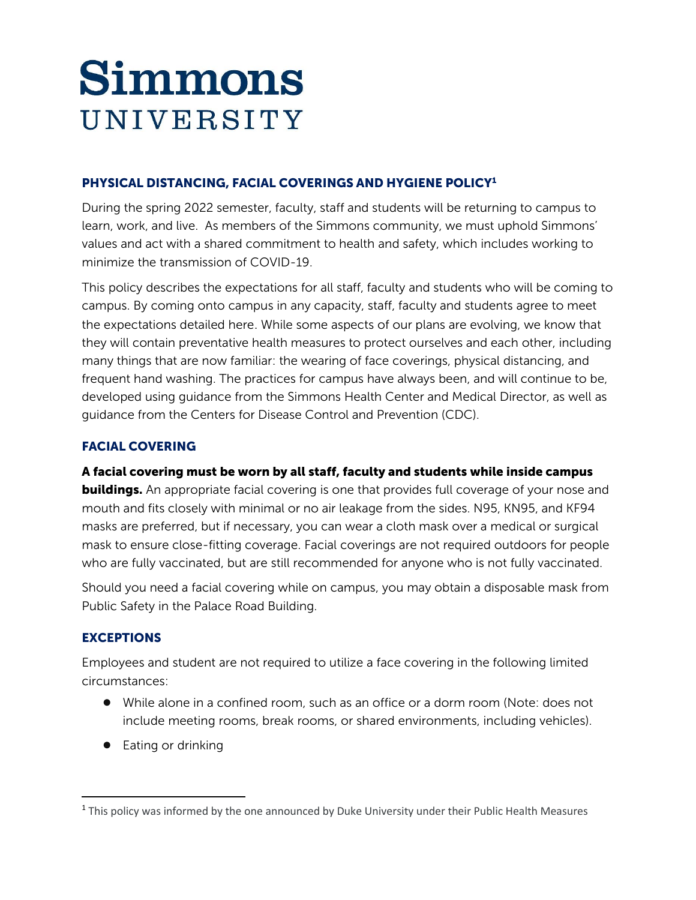# Simmons UNIVERSITY

## PHYSICAL DISTANCING, FACIAL COVERINGS AND HYGIENE POLICY[1]

During the spring 2022 semester, faculty, staff and students will be returning to campus to learn, work, and live. As members of the Simmons community, we must uphold Simmons' values and act with a shared commitment to health and safety, which includes working to minimize the transmission of COVID-19.

This policy describes the expectations for all staff, faculty and students who will be coming to campus. By coming onto campus in any capacity, staff, faculty and students agree to meet the expectations detailed here. While some aspects of our plans are evolving, we know that they will contain preventative health measures to protect ourselves and each other, including many things that are now familiar: the wearing of face coverings, physical distancing, and frequent hand washing. The practices for campus have always been, and will continue to be, developed using guidance from the Simmons Health Center and Medical Director, as well as guidance from the Centers for Disease Control and Prevention (CDC).

## FACIAL COVERING

**A facial covering must be worn by all staff, faculty and students while inside campus buildings.** An appropriate facial covering is one that provides full coverage of your nose and mouth and fits closely with minimal or no air leakage from the sides. N95, KN95, and KF94 masks are preferred, but if necessary, you can wear a cloth mask over a medical or surgical mask to ensure close-fitting coverage. Facial coverings are not required outdoors for people who are fully vaccinated, but are still recommended for anyone who is not fully vaccinated.

Should you need a facial covering while on campus, you may obtain a disposable mask from Public Safety in the Palace Road Building.

## EXCEPTIONS

Employees and student are not required to utilize a face covering in the following limited circumstances:

- While alone in a confined room, such as an office or a dorm room (Note: does not include meeting rooms, break rooms, or shared environments, including vehicles).
- Eating or drinking

---

[1] This policy was informed by the one announced by Duke University under their Public Health Measures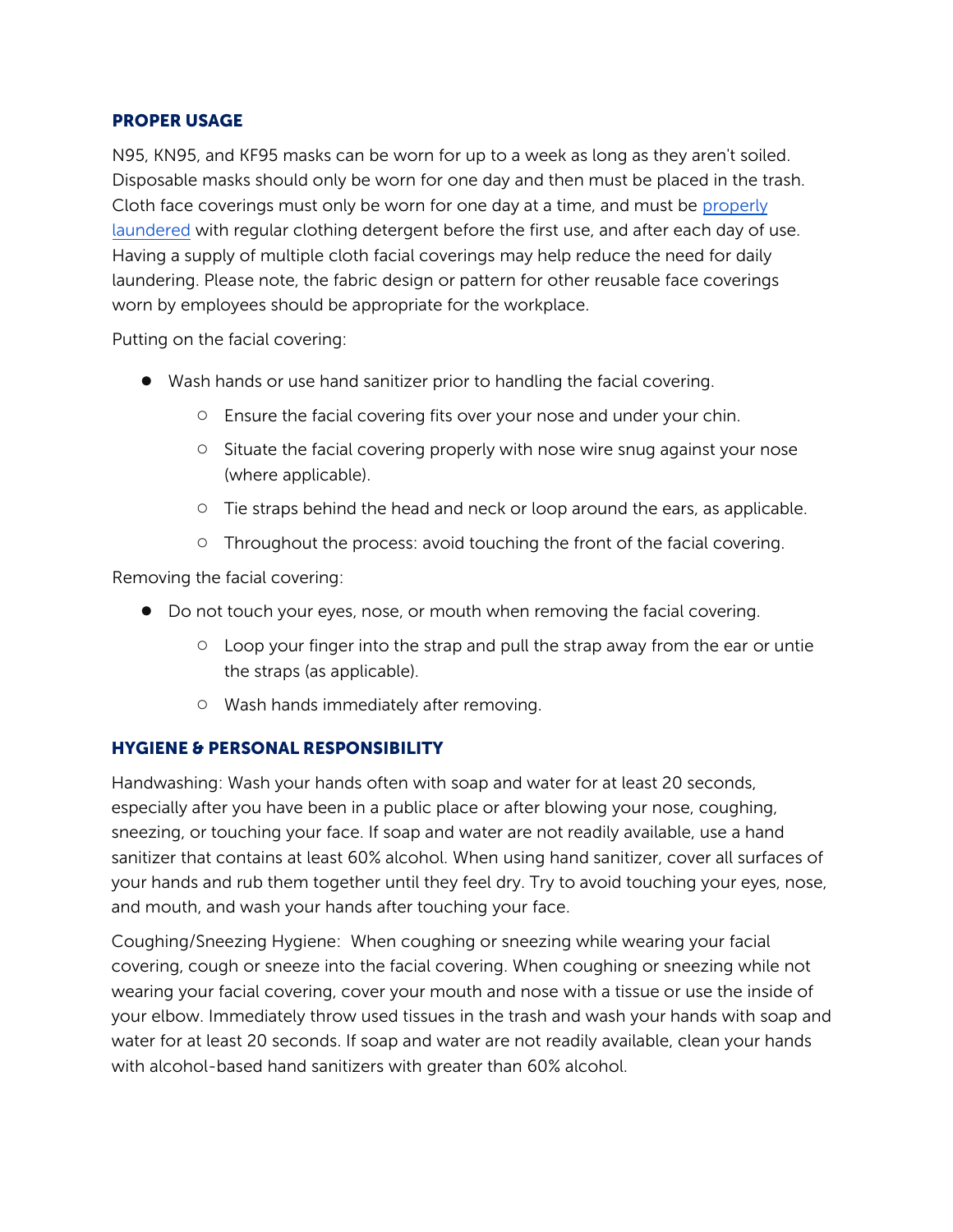## PROPER USAGE

N95, KN95, and KF95 masks can be worn for up to a week as long as they aren't soiled. Disposable masks should only be worn for one day and then must be placed in the trash. Cloth face coverings must only be worn for one day at a time, and must be [properly laundered]() with regular clothing detergent before the first use, and after each day of use. Having a supply of multiple cloth facial coverings may help reduce the need for daily laundering. Please note, the fabric design or pattern for other reusable face coverings worn by employees should be appropriate for the workplace.

Putting on the facial covering:

- Wash hands or use hand sanitizer prior to handling the facial covering.
  - Ensure the facial covering fits over your nose and under your chin.
  - Situate the facial covering properly with nose wire snug against your nose (where applicable).
  - Tie straps behind the head and neck or loop around the ears, as applicable.
  - Throughout the process: avoid touching the front of the facial covering.

Removing the facial covering:

- Do not touch your eyes, nose, or mouth when removing the facial covering.
  - Loop your finger into the strap and pull the strap away from the ear or untie the straps (as applicable).
  - Wash hands immediately after removing.

## HYGIENE & PERSONAL RESPONSIBILITY

Handwashing: Wash your hands often with soap and water for at least 20 seconds, especially after you have been in a public place or after blowing your nose, coughing, sneezing, or touching your face. If soap and water are not readily available, use a hand sanitizer that contains at least 60% alcohol. When using hand sanitizer, cover all surfaces of your hands and rub them together until they feel dry. Try to avoid touching your eyes, nose, and mouth, and wash your hands after touching your face.

Coughing/Sneezing Hygiene: When coughing or sneezing while wearing your facial covering, cough or sneeze into the facial covering. When coughing or sneezing while not wearing your facial covering, cover your mouth and nose with a tissue or use the inside of your elbow. Immediately throw used tissues in the trash and wash your hands with soap and water for at least 20 seconds. If soap and water are not readily available, clean your hands with alcohol-based hand sanitizers with greater than 60% alcohol.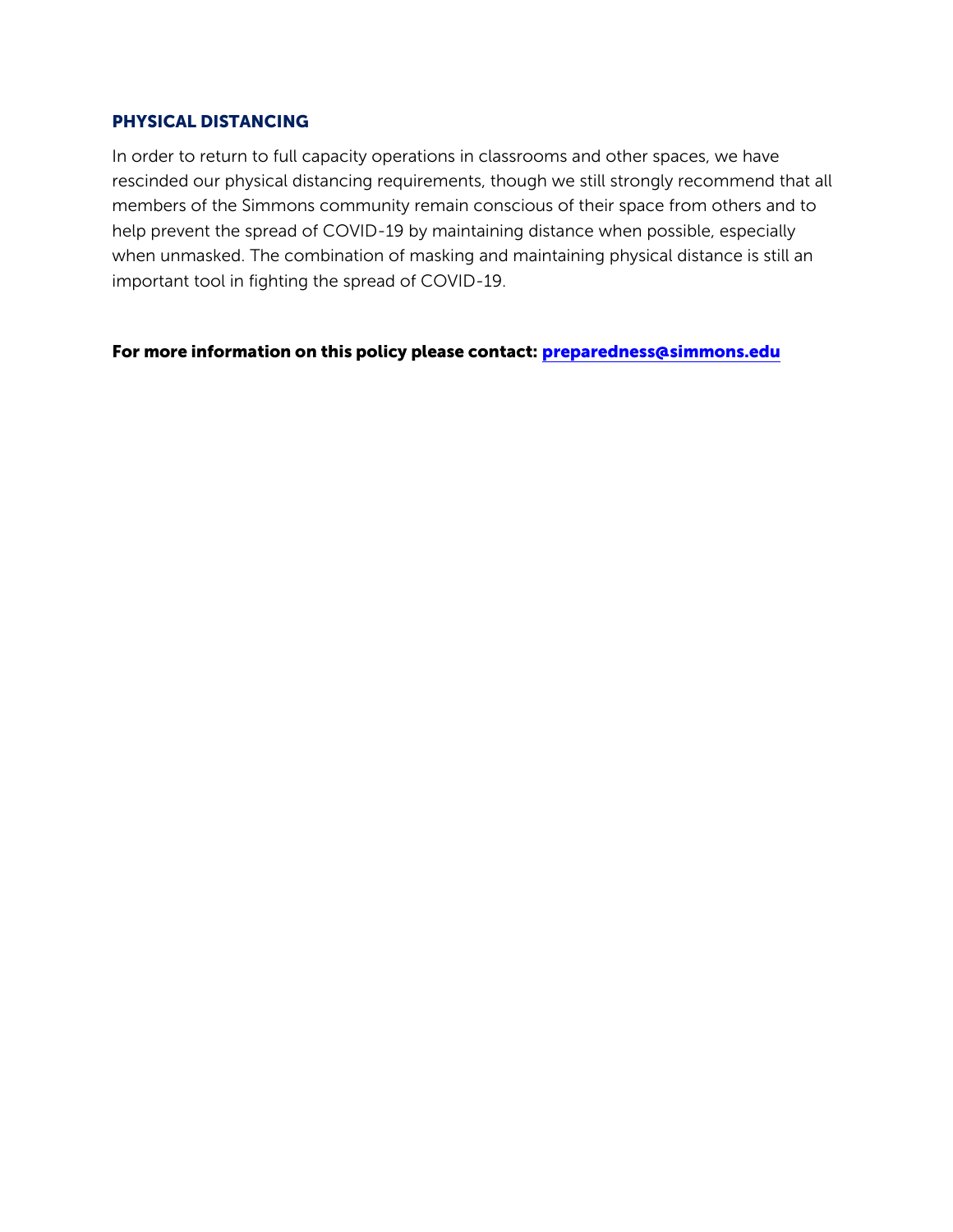## PHYSICAL DISTANCING

In order to return to full capacity operations in classrooms and other spaces, we have rescinded our physical distancing requirements, though we still strongly recommend that all members of the Simmons community remain conscious of their space from others and to help prevent the spread of COVID-19 by maintaining distance when possible, especially when unmasked. The combination of masking and maintaining physical distance is still an important tool in fighting the spread of COVID-19.

**For more information on this policy please contact: preparedness@simmons.edu**